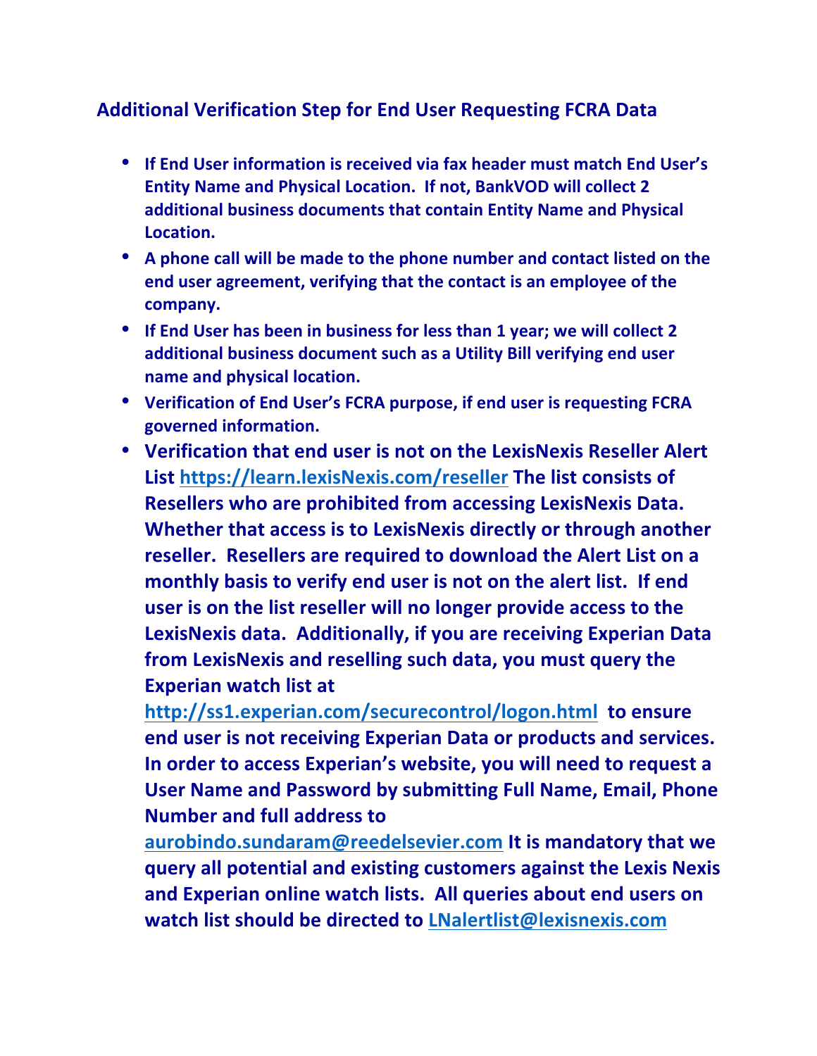## Additional Verification Step for End User Requesting FCRA Data

- **If End User information is received via fax header must match End User's Entity Name and Physical Location. If not, BankVOD will collect 2 additional business documents that contain Entity Name and Physical Location.**
- **A phone call will be made to the phone number and contact listed on the end user agreement, verifying that the contact is an employee of the company.**
- **If End User has been in business for less than 1 year; we will collect 2 additional business document such as a Utility Bill verifying end user name and physical location.**
- **Verification of End User's FCRA purpose, if end user is requesting FCRA governed information.**
- **Verification that end user is not on the LexisNexis Reseller Alert List [https://learn.lexisNexis.com/reseller](https://learn.lexisNexis.com/reseller) The list consists of Resellers who are prohibited from accessing LexisNexis Data. Whether that access is to LexisNexis directly or through another reseller. Resellers are required to download the Alert List on a monthly basis to verify end user is not on the alert list. If end user is on the list reseller will no longer provide access to the LexisNexis data. Additionally, if you are receiving Experian Data from LexisNexis and reselling such data, you must query the Experian watch list at [http://ss1.experian.com/securecontrol/logon.html](http://ss1.experian.com/securecontrol/logon.html) to ensure end user is not receiving Experian Data or products and services. In order to access Experian's website, you will need to request a User Name and Password by submitting Full Name, Email, Phone Number and full address to [aurobindo.sundaram@reedelsevier.com](mailto:aurobindo.sundaram@reedelsevier.com) It is mandatory that we query all potential and existing customers against the Lexis Nexis and Experian online watch lists. All queries about end users on watch list should be directed to [LNalertlist@lexisnexis.com](mailto:LNalertlist@lexisnexis.com)**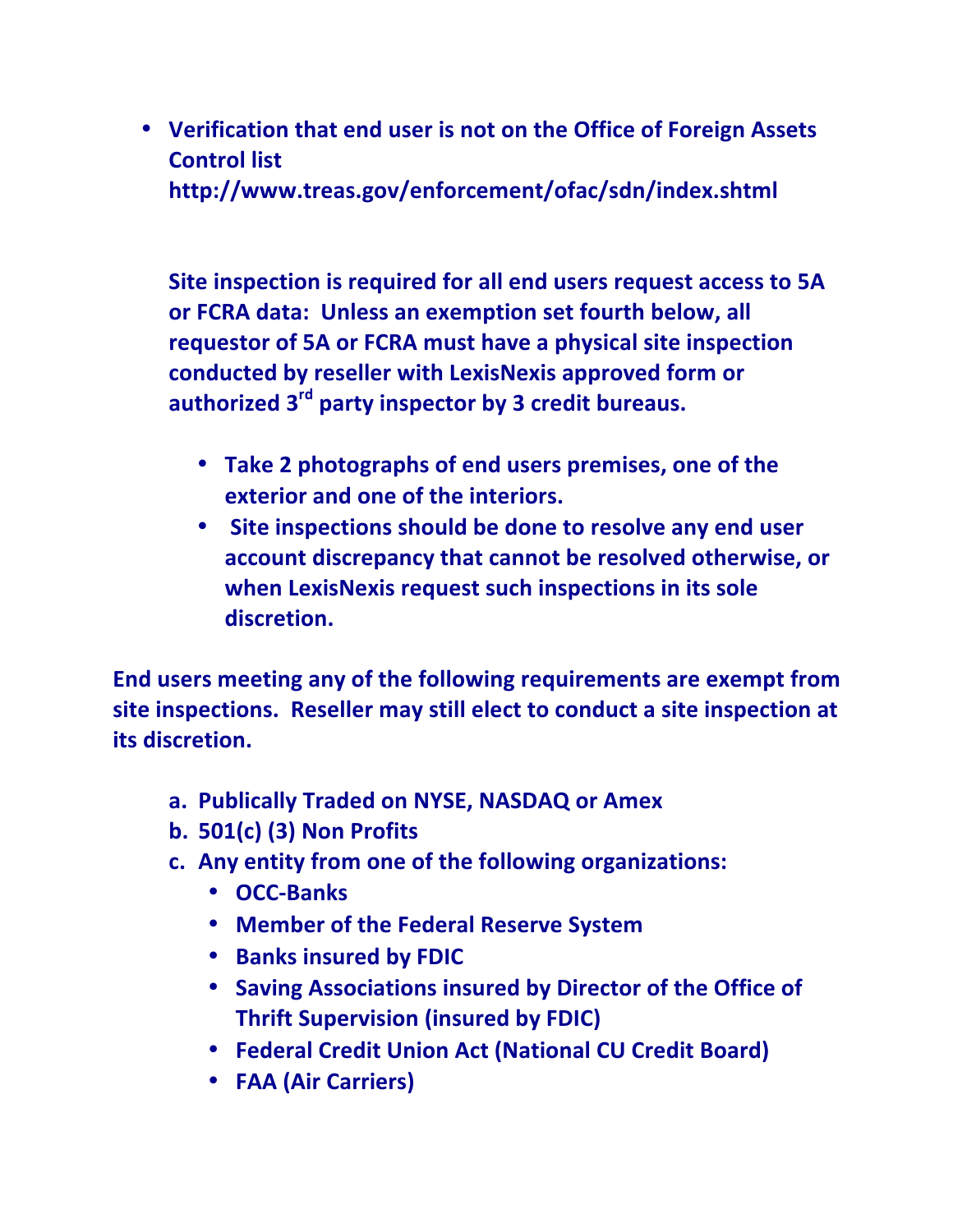- **Verification that end user is not on the Office of Foreign Assets Control list http://www.treas.gov/enforcement/ofac/sdn/index.shtml**

  **Site inspection is required for all end users request access to 5A or FCRA data: Unless an exemption set fourth below, all requestor of 5A or FCRA must have a physical site inspection conducted by reseller with LexisNexis approved form or authorized 3rd party inspector by 3 credit bureaus.**

  - **Take 2 photographs of end users premises, one of the exterior and one of the interiors.**
  - **Site inspections should be done to resolve any end user account discrepancy that cannot be resolved otherwise, or when LexisNexis request such inspections in its sole discretion.**

**End users meeting any of the following requirements are exempt from site inspections. Reseller may still elect to conduct a site inspection at its discretion.**

a. **Publically Traded on NYSE, NASDAQ or Amex**
b. **501(c) (3) Non Profits**
c. **Any entity from one of the following organizations:**
   - **OCC-Banks**
   - **Member of the Federal Reserve System**
   - **Banks insured by FDIC**
   - **Saving Associations insured by Director of the Office of Thrift Supervision (insured by FDIC)**
   - **Federal Credit Union Act (National CU Credit Board)**
   - **FAA (Air Carriers)**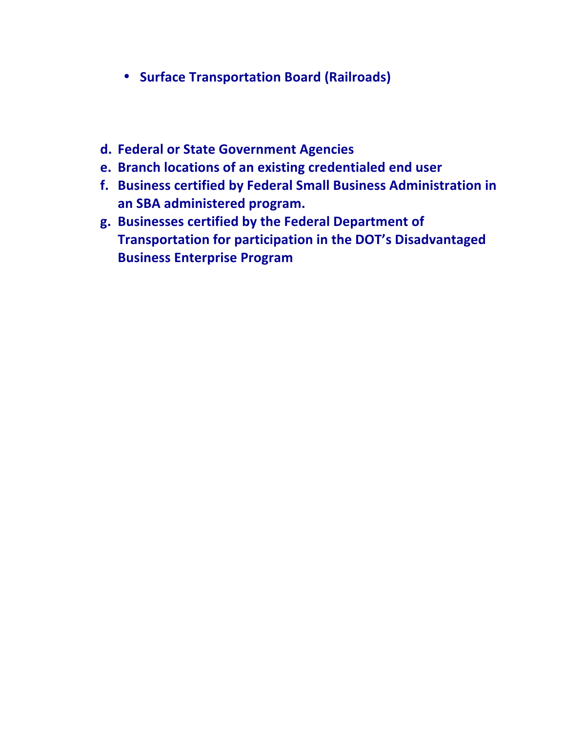- **Surface Transportation Board (Railroads)**

d. **Federal or State Government Agencies**
e. **Branch locations of an existing credentialed end user**
f. **Business certified by Federal Small Business Administration in an SBA administered program.**
g. **Businesses certified by the Federal Department of Transportation for participation in the DOT's Disadvantaged Business Enterprise Program**